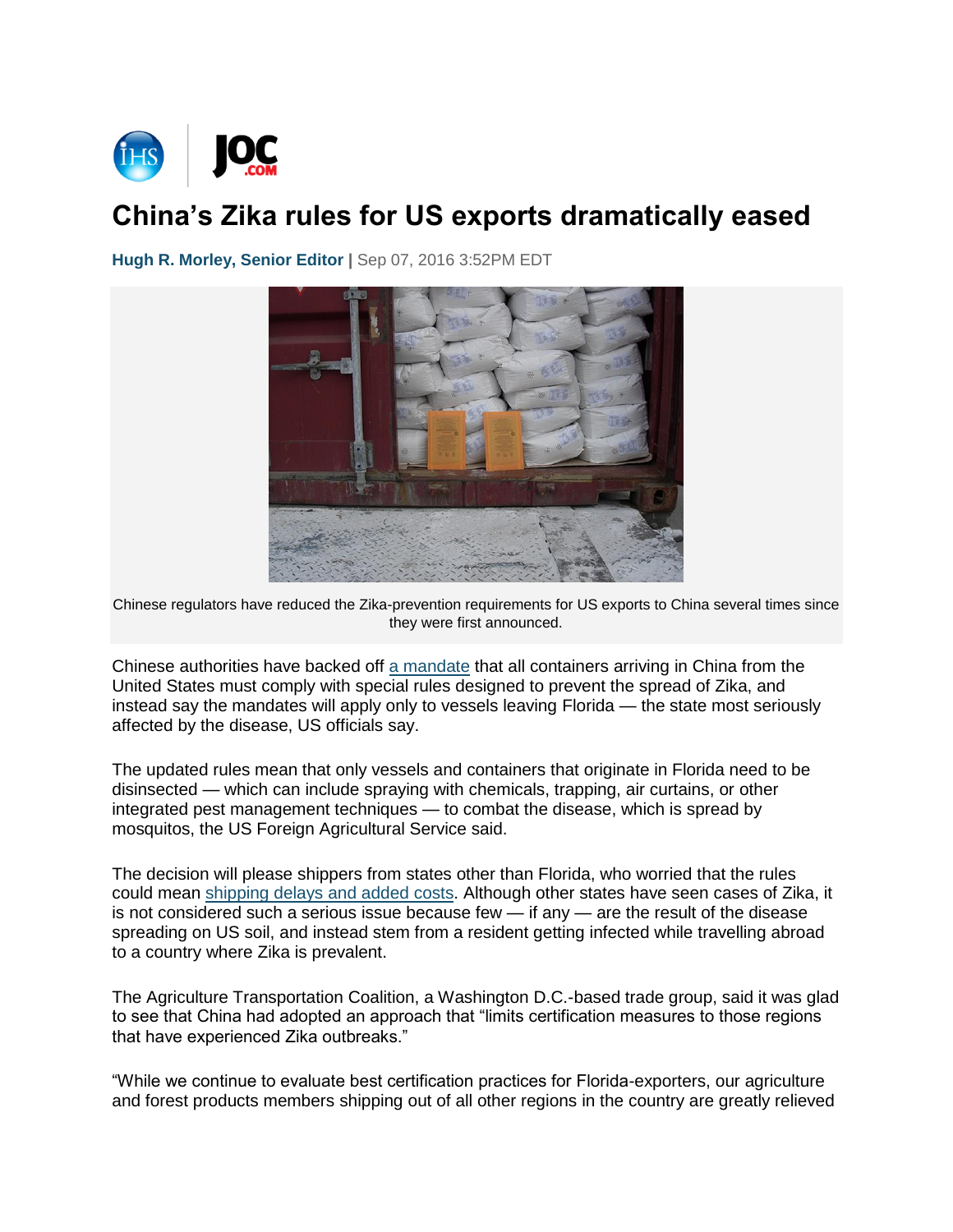# China's Zika rules for US exports dramatically eased

**Hugh R. Morley, Senior Editor** | Sep 07, 2016 3:52PM EDT

Chinese regulators have reduced the Zika-prevention requirements for US exports to China several times since they were first announced.

Chinese authorities have backed off a mandate that all containers arriving in China from the United States must comply with special rules designed to prevent the spread of Zika, and instead say the mandates will apply only to vessels leaving Florida — the state most seriously affected by the disease, US officials say.

The updated rules mean that only vessels and containers that originate in Florida need to be disinsected — which can include spraying with chemicals, trapping, air curtains, or other integrated pest management techniques — to combat the disease, which is spread by mosquitos, the US Foreign Agricultural Service said.

The decision will please shippers from states other than Florida, who worried that the rules could mean shipping delays and added costs. Although other states have seen cases of Zika, it is not considered such a serious issue because few — if any — are the result of the disease spreading on US soil, and instead stem from a resident getting infected while travelling abroad to a country where Zika is prevalent.

The Agriculture Transportation Coalition, a Washington D.C.-based trade group, said it was glad to see that China had adopted an approach that "limits certification measures to those regions that have experienced Zika outbreaks."

"While we continue to evaluate best certification practices for Florida-exporters, our agriculture and forest products members shipping out of all other regions in the country are greatly relieved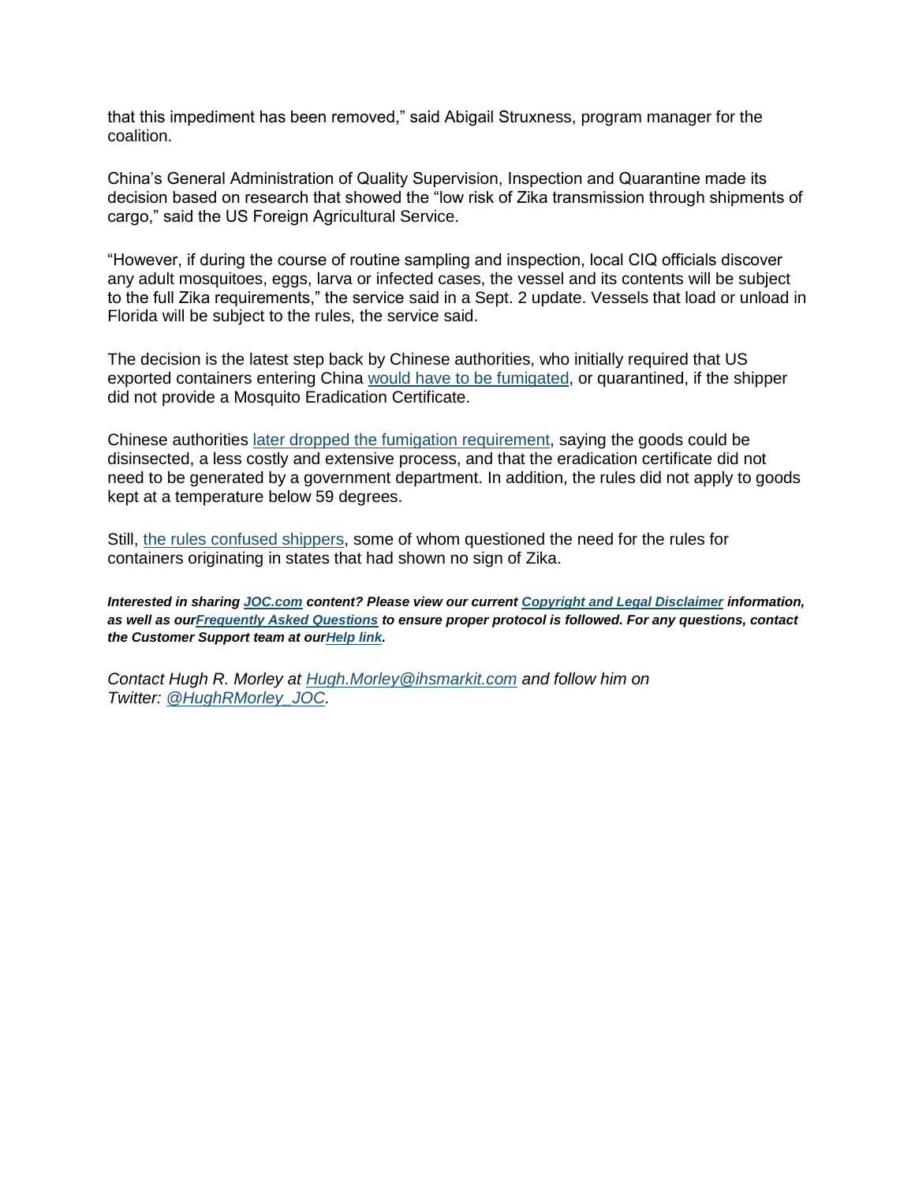that this impediment has been removed," said Abigail Struxness, program manager for the coalition.

China's General Administration of Quality Supervision, Inspection and Quarantine made its decision based on research that showed the "low risk of Zika transmission through shipments of cargo," said the US Foreign Agricultural Service.

"However, if during the course of routine sampling and inspection, local CIQ officials discover any adult mosquitoes, eggs, larva or infected cases, the vessel and its contents will be subject to the full Zika requirements," the service said in a Sept. 2 update. Vessels that load or unload in Florida will be subject to the rules, the service said.

The decision is the latest step back by Chinese authorities, who initially required that US exported containers entering China [would have to be fumigated](), or quarantined, if the shipper did not provide a Mosquito Eradication Certificate.

Chinese authorities [later dropped the fumigation requirement](), saying the goods could be disinsected, a less costly and extensive process, and that the eradication certificate did not need to be generated by a government department. In addition, the rules did not apply to goods kept at a temperature below 59 degrees.

Still, [the rules confused shippers](), some of whom questioned the need for the rules for containers originating in states that had shown no sign of Zika.

***Interested in sharing [JOC.com]() content? Please view our current [Copyright and Legal Disclaimer]() information, as well as our[Frequently Asked Questions]() to ensure proper protocol is followed. For any questions, contact the Customer Support team at our[Help link]().***

*Contact Hugh R. Morley at [Hugh.Morley@ihsmarkit.com]() and follow him on Twitter: [@HughRMorley_JOC]().*